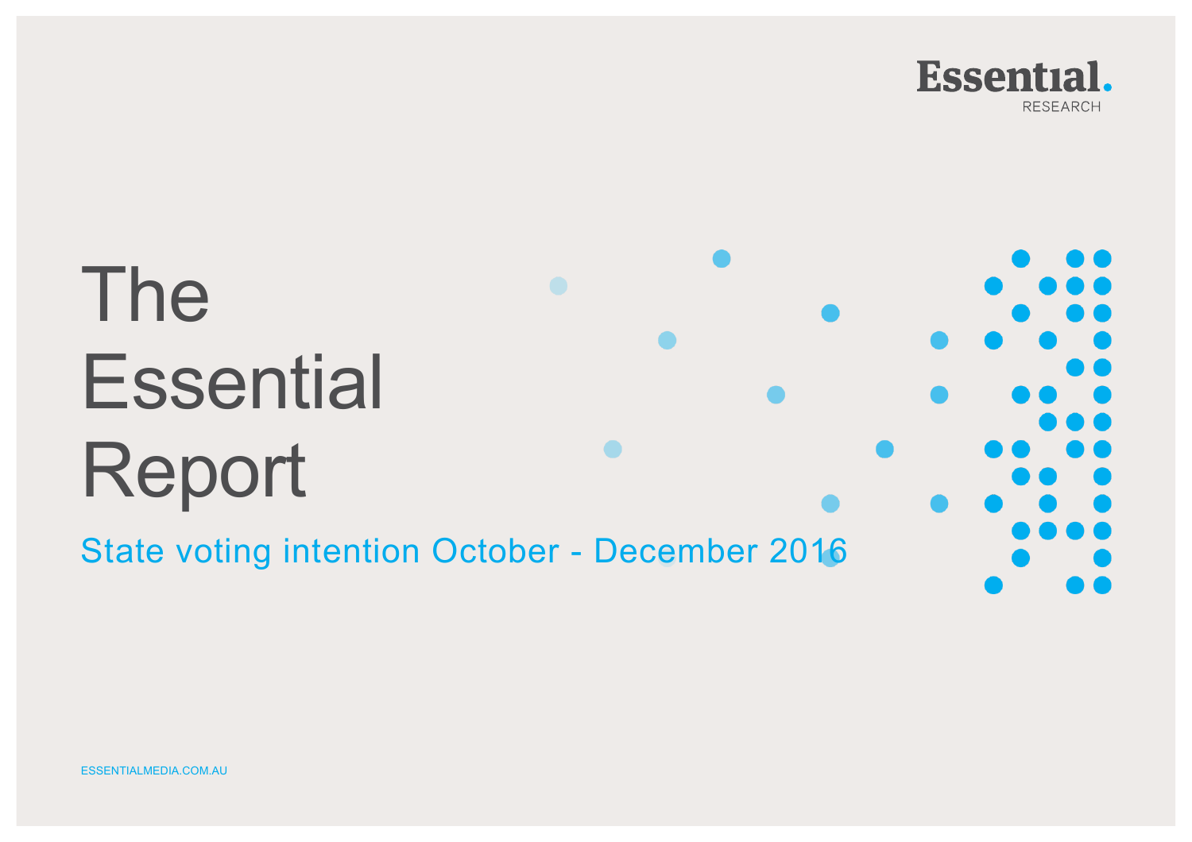Essential. RESEARCH

# The Essential Report

## State voting intention October - December 2016

ESSENTIALMEDIA.COM.AU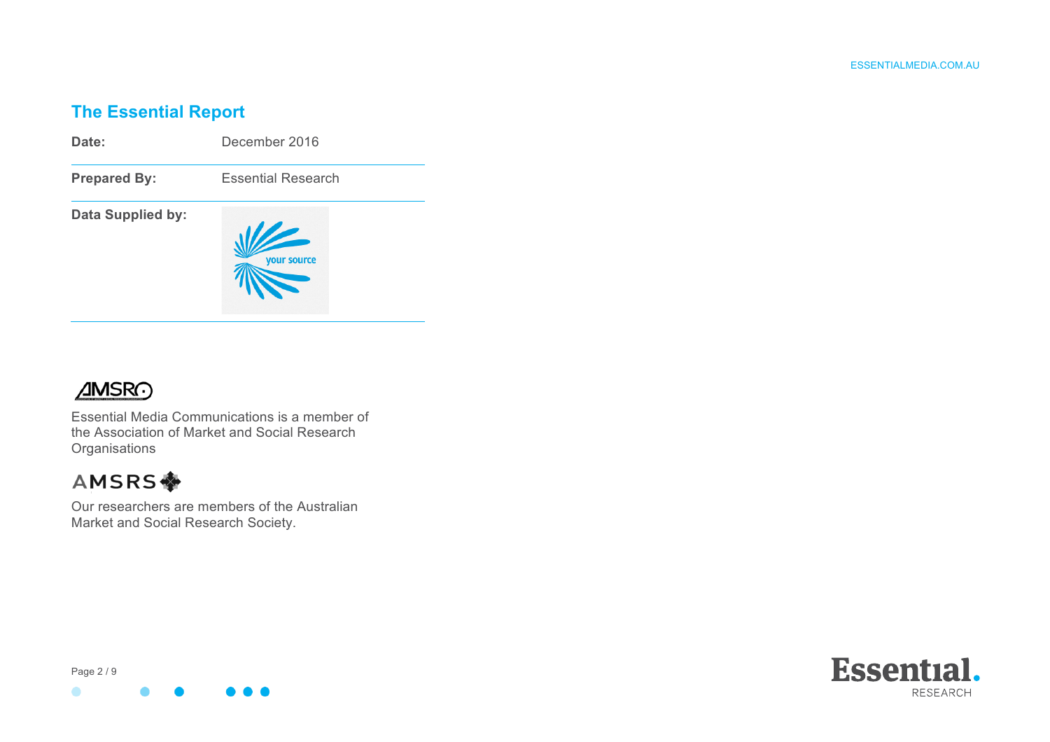## The Essential Report

| | |
|---|---|
| **Date:** | December 2016 |
| **Prepared By:** | Essential Research |
| **Data Supplied by:** | your source |

Essential Media Communications is a member of the Association of Market and Social Research Organisations

Our researchers are members of the Australian Market and Social Research Society.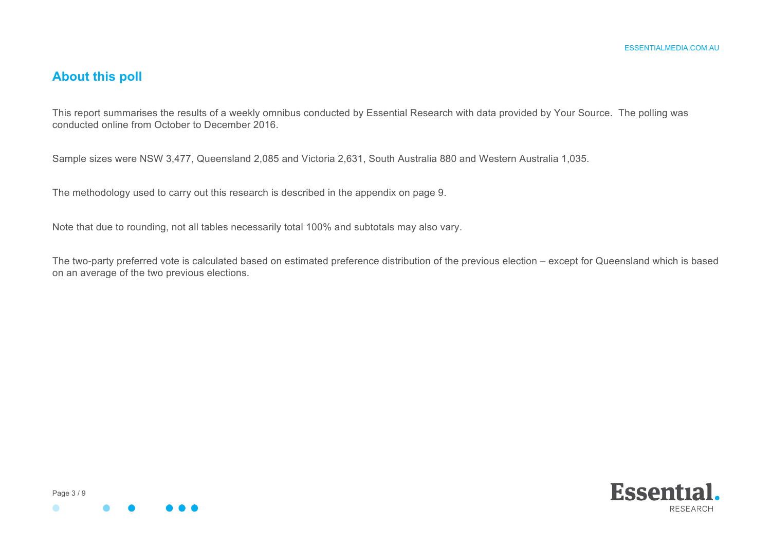## About this poll

This report summarises the results of a weekly omnibus conducted by Essential Research with data provided by Your Source. The polling was conducted online from October to December 2016.

Sample sizes were NSW 3,477, Queensland 2,085 and Victoria 2,631, South Australia 880 and Western Australia 1,035.

The methodology used to carry out this research is described in the appendix on page 9.

Note that due to rounding, not all tables necessarily total 100% and subtotals may also vary.

The two-party preferred vote is calculated based on estimated preference distribution of the previous election – except for Queensland which is based on an average of the two previous elections.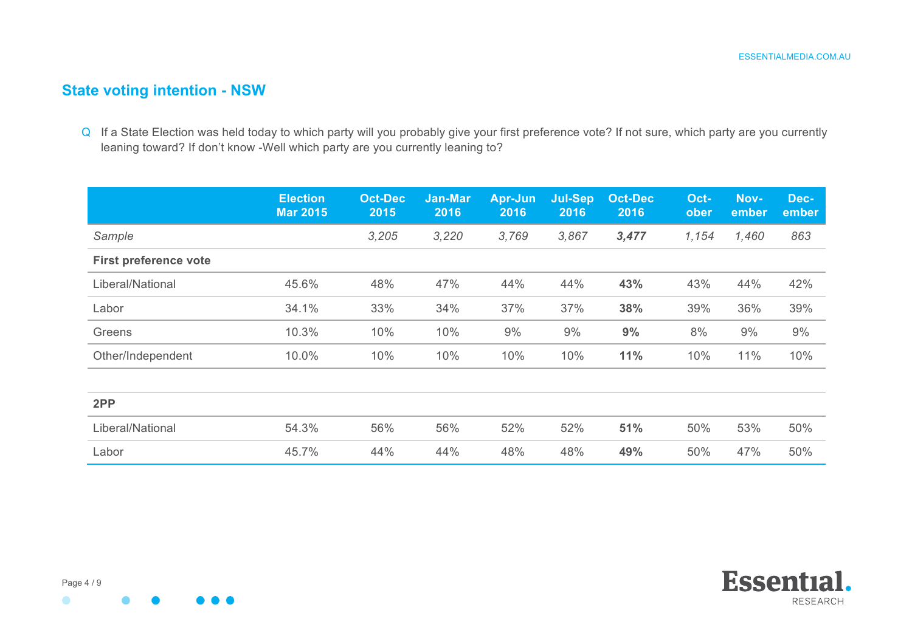## State voting intention - NSW

Q If a State Election was held today to which party will you probably give your first preference vote? If not sure, which party are you currently leaning toward? If don't know -Well which party are you currently leaning to?

| | Election Mar 2015 | Oct-Dec 2015 | Jan-Mar 2016 | Apr-Jun 2016 | Jul-Sep 2016 | Oct-Dec 2016 | Oct-ober | Nov-ember | Dec-ember |
|---|---|---|---|---|---|---|---|---|---|
| *Sample* | | *3,205* | *3,220* | *3,769* | *3,867* | ***3,477*** | *1,154* | *1,460* | *863* |
| **First preference vote** | | | | | | | | | |
| Liberal/National | 45.6% | 48% | 47% | 44% | 44% | **43%** | 43% | 44% | 42% |
| Labor | 34.1% | 33% | 34% | 37% | 37% | **38%** | 39% | 36% | 39% |
| Greens | 10.3% | 10% | 10% | 9% | 9% | **9%** | 8% | 9% | 9% |
| Other/Independent | 10.0% | 10% | 10% | 10% | 10% | **11%** | 10% | 11% | 10% |
| | | | | | | | | | |
| **2PP** | | | | | | | | | |
| Liberal/National | 54.3% | 56% | 56% | 52% | 52% | **51%** | 50% | 53% | 50% |
| Labor | 45.7% | 44% | 44% | 48% | 48% | **49%** | 50% | 47% | 50% |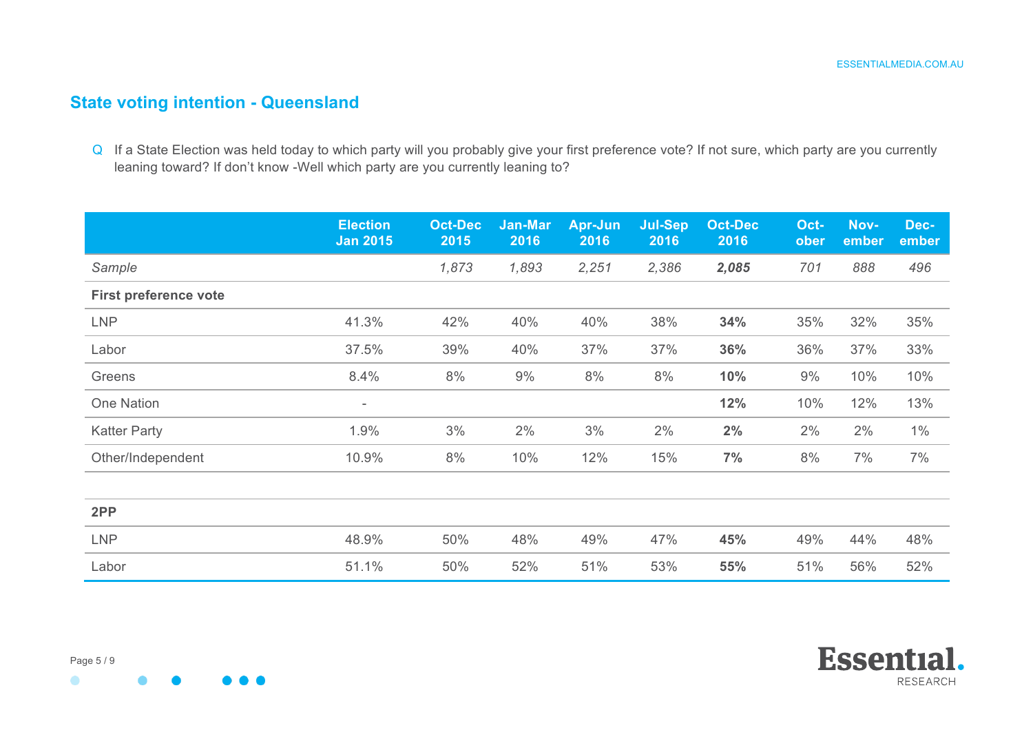## State voting intention - Queensland

Q If a State Election was held today to which party will you probably give your first preference vote? If not sure, which party are you currently leaning toward? If don't know -Well which party are you currently leaning to?

| | Election Jan 2015 | Oct-Dec 2015 | Jan-Mar 2016 | Apr-Jun 2016 | Jul-Sep 2016 | Oct-Dec 2016 | Oct-ober | Nov-ember | Dec-ember |
|---|---|---|---|---|---|---|---|---|---|
| *Sample* | | *1,873* | *1,893* | *2,251* | *2,386* | ***2,085*** | *701* | *888* | *496* |
| **First preference vote** | | | | | | | | | |
| LNP | 41.3% | 42% | 40% | 40% | 38% | **34%** | 35% | 32% | 35% |
| Labor | 37.5% | 39% | 40% | 37% | 37% | **36%** | 36% | 37% | 33% |
| Greens | 8.4% | 8% | 9% | 8% | 8% | **10%** | 9% | 10% | 10% |
| One Nation | - | | | | | **12%** | 10% | 12% | 13% |
| Katter Party | 1.9% | 3% | 2% | 3% | 2% | **2%** | 2% | 2% | 1% |
| Other/Independent | 10.9% | 8% | 10% | 12% | 15% | **7%** | 8% | 7% | 7% |
| | | | | | | | | | |
| **2PP** | | | | | | | | | |
| LNP | 48.9% | 50% | 48% | 49% | 47% | **45%** | 49% | 44% | 48% |
| Labor | 51.1% | 50% | 52% | 51% | 53% | **55%** | 51% | 56% | 52% |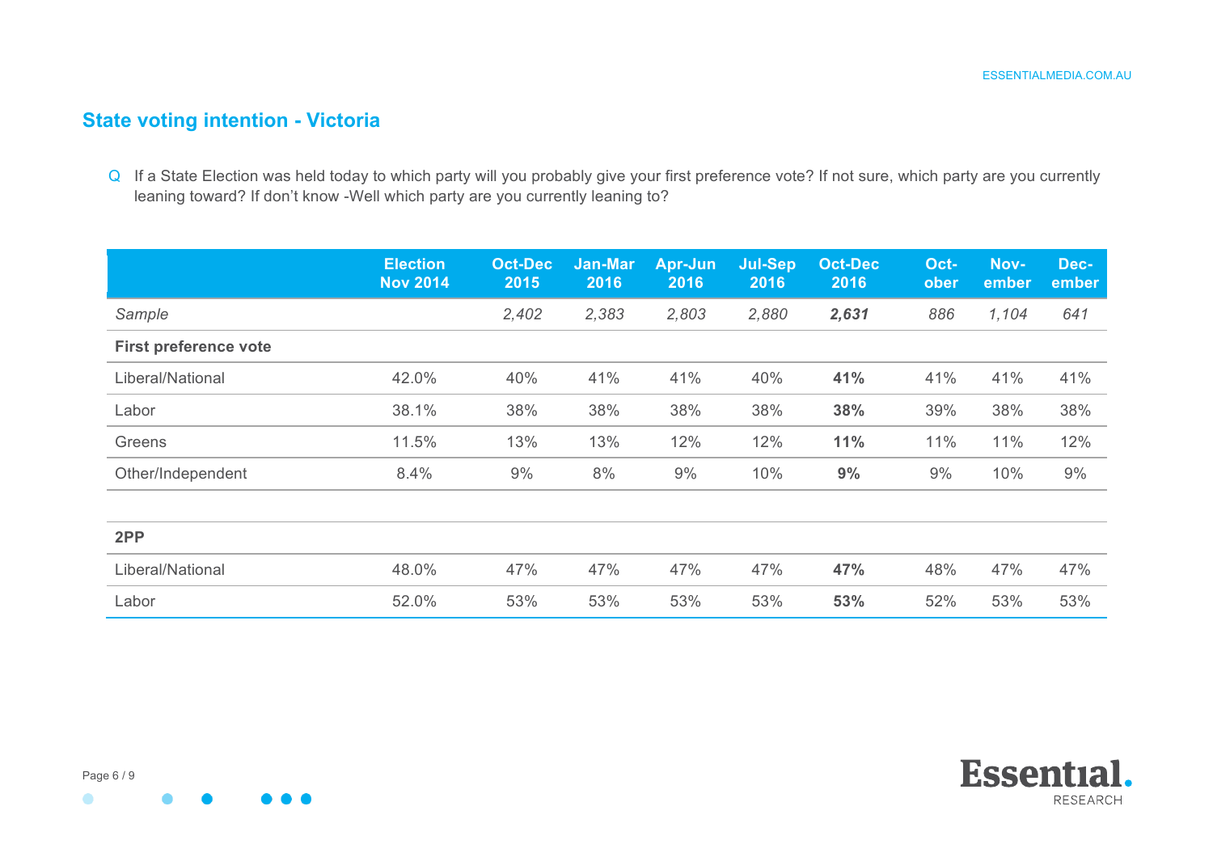## State voting intention - Victoria

Q If a State Election was held today to which party will you probably give your first preference vote? If not sure, which party are you currently leaning toward? If don't know -Well which party are you currently leaning to?

| | Election Nov 2014 | Oct-Dec 2015 | Jan-Mar 2016 | Apr-Jun 2016 | Jul-Sep 2016 | Oct-Dec 2016 | Oct-ober | Nov-ember | Dec-ember |
|---|---|---|---|---|---|---|---|---|---|
| *Sample* | | *2,402* | *2,383* | *2,803* | *2,880* | ***2,631*** | *886* | *1,104* | *641* |
| **First preference vote** | | | | | | | | | |
| Liberal/National | 42.0% | 40% | 41% | 41% | 40% | **41%** | 41% | 41% | 41% |
| Labor | 38.1% | 38% | 38% | 38% | 38% | **38%** | 39% | 38% | 38% |
| Greens | 11.5% | 13% | 13% | 12% | 12% | **11%** | 11% | 11% | 12% |
| Other/Independent | 8.4% | 9% | 8% | 9% | 10% | **9%** | 9% | 10% | 9% |
| | | | | | | | | | |
| **2PP** | | | | | | | | | |
| Liberal/National | 48.0% | 47% | 47% | 47% | 47% | **47%** | 48% | 47% | 47% |
| Labor | 52.0% | 53% | 53% | 53% | 53% | **53%** | 52% | 53% | 53% |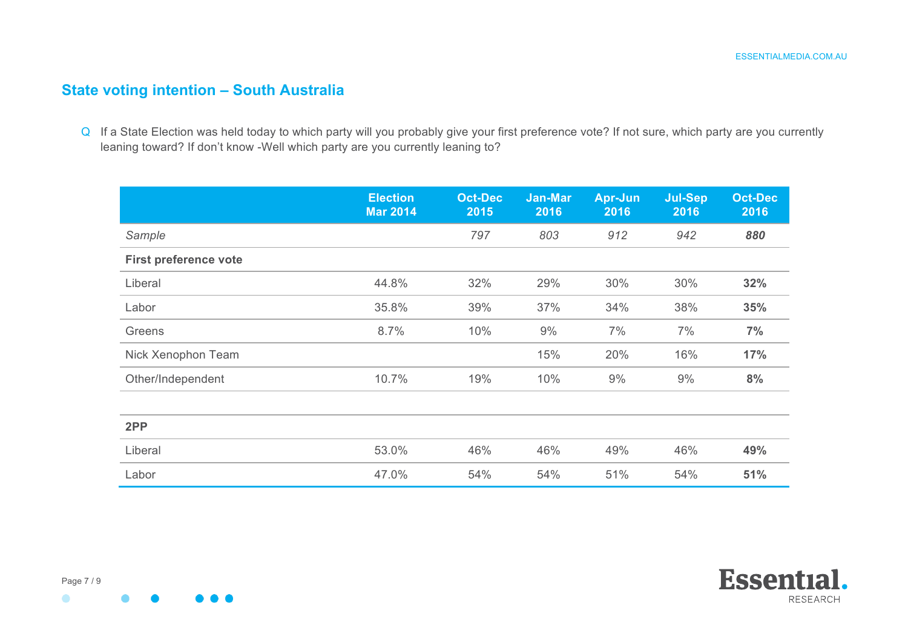## State voting intention – South Australia

Q If a State Election was held today to which party will you probably give your first preference vote? If not sure, which party are you currently leaning toward? If don't know -Well which party are you currently leaning to?

| | Election Mar 2014 | Oct-Dec 2015 | Jan-Mar 2016 | Apr-Jun 2016 | Jul-Sep 2016 | Oct-Dec 2016 |
|---|---|---|---|---|---|---|
| *Sample* | | *797* | *803* | *912* | *942* | ***880*** |
| **First preference vote** | | | | | | |
| Liberal | 44.8% | 32% | 29% | 30% | 30% | **32%** |
| Labor | 35.8% | 39% | 37% | 34% | 38% | **35%** |
| Greens | 8.7% | 10% | 9% | 7% | 7% | **7%** |
| Nick Xenophon Team | | | 15% | 20% | 16% | **17%** |
| Other/Independent | 10.7% | 19% | 10% | 9% | 9% | **8%** |
| | | | | | | |
| **2PP** | | | | | | |
| Liberal | 53.0% | 46% | 46% | 49% | 46% | **49%** |
| Labor | 47.0% | 54% | 54% | 51% | 54% | **51%** |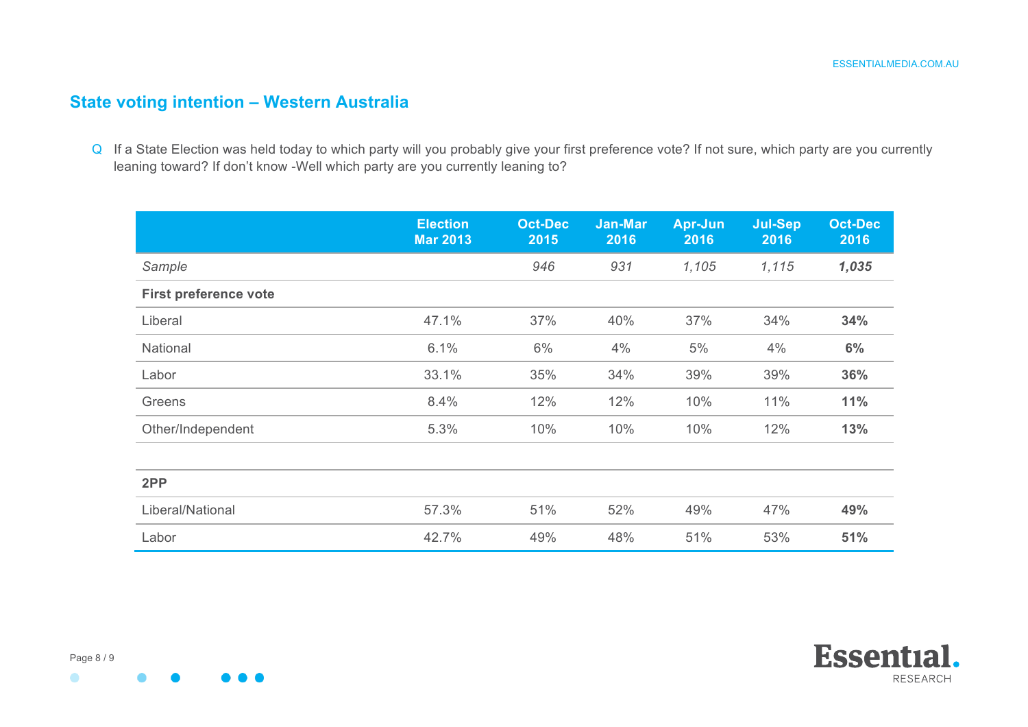## State voting intention – Western Australia

Q If a State Election was held today to which party will you probably give your first preference vote? If not sure, which party are you currently leaning toward? If don't know -Well which party are you currently leaning to?

| | Election Mar 2013 | Oct-Dec 2015 | Jan-Mar 2016 | Apr-Jun 2016 | Jul-Sep 2016 | Oct-Dec 2016 |
|---|---|---|---|---|---|---|
| *Sample* | | *946* | *931* | *1,105* | *1,115* | ***1,035*** |
| **First preference vote** | | | | | | |
| Liberal | 47.1% | 37% | 40% | 37% | 34% | **34%** |
| National | 6.1% | 6% | 4% | 5% | 4% | **6%** |
| Labor | 33.1% | 35% | 34% | 39% | 39% | **36%** |
| Greens | 8.4% | 12% | 12% | 10% | 11% | **11%** |
| Other/Independent | 5.3% | 10% | 10% | 10% | 12% | **13%** |
| | | | | | | |
| **2PP** | | | | | | |
| Liberal/National | 57.3% | 51% | 52% | 49% | 47% | **49%** |
| Labor | 42.7% | 49% | 48% | 51% | 53% | **51%** |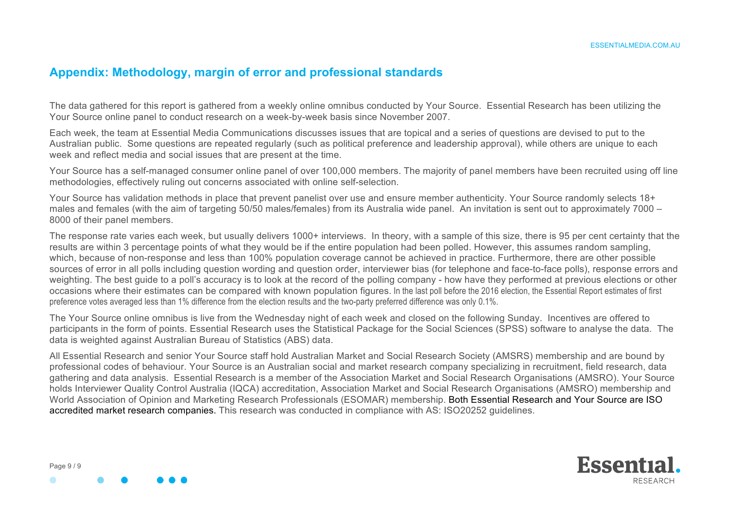## Appendix: Methodology, margin of error and professional standards

The data gathered for this report is gathered from a weekly online omnibus conducted by Your Source. Essential Research has been utilizing the Your Source online panel to conduct research on a week-by-week basis since November 2007.

Each week, the team at Essential Media Communications discusses issues that are topical and a series of questions are devised to put to the Australian public. Some questions are repeated regularly (such as political preference and leadership approval), while others are unique to each week and reflect media and social issues that are present at the time.

Your Source has a self-managed consumer online panel of over 100,000 members. The majority of panel members have been recruited using off line methodologies, effectively ruling out concerns associated with online self-selection.

Your Source has validation methods in place that prevent panelist over use and ensure member authenticity. Your Source randomly selects 18+ males and females (with the aim of targeting 50/50 males/females) from its Australia wide panel. An invitation is sent out to approximately 7000 – 8000 of their panel members.

The response rate varies each week, but usually delivers 1000+ interviews. In theory, with a sample of this size, there is 95 per cent certainty that the results are within 3 percentage points of what they would be if the entire population had been polled. However, this assumes random sampling, which, because of non-response and less than 100% population coverage cannot be achieved in practice. Furthermore, there are other possible sources of error in all polls including question wording and question order, interviewer bias (for telephone and face-to-face polls), response errors and weighting. The best guide to a poll's accuracy is to look at the record of the polling company - how have they performed at previous elections or other occasions where their estimates can be compared with known population figures. In the last poll before the 2016 election, the Essential Report estimates of first preference votes averaged less than 1% difference from the election results and the two-party preferred difference was only 0.1%.

The Your Source online omnibus is live from the Wednesday night of each week and closed on the following Sunday. Incentives are offered to participants in the form of points. Essential Research uses the Statistical Package for the Social Sciences (SPSS) software to analyse the data. The data is weighted against Australian Bureau of Statistics (ABS) data.

All Essential Research and senior Your Source staff hold Australian Market and Social Research Society (AMSRS) membership and are bound by professional codes of behaviour. Your Source is an Australian social and market research company specializing in recruitment, field research, data gathering and data analysis. Essential Research is a member of the Association Market and Social Research Organisations (AMSRO). Your Source holds Interviewer Quality Control Australia (IQCA) accreditation, Association Market and Social Research Organisations (AMSRO) membership and World Association of Opinion and Marketing Research Professionals (ESOMAR) membership. Both Essential Research and Your Source are ISO accredited market research companies. This research was conducted in compliance with AS: ISO20252 guidelines.